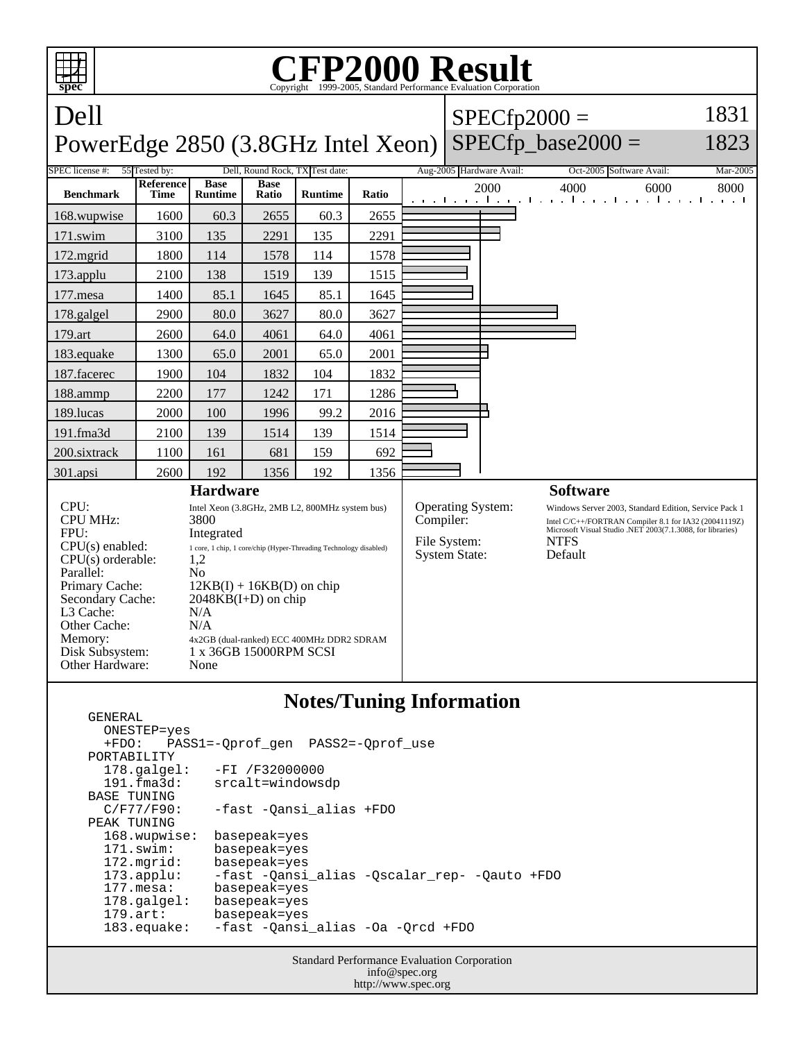# CFP2000 Result

Copyright 1999-2005, Standard Performance Evaluation Corporation

## Dell
## PowerEdge 2850 (3.8GHz Intel Xeon)

SPECfp2000 = 1831

SPECfp_base2000 = 1823

| SPEC license #: | 55 | Tested by: | Dell, Round Rock, TX | Test date: | Aug-2005 | Hardware Avail: | Oct-2005 | Software Avail: | Mar-2005 |
|---|---|---|---|---|---|---|---|---|---|

| Benchmark | Reference Time | Base Runtime | Base Ratio | Runtime | Ratio |
|---|---|---|---|---|---|
| 168.wupwise | 1600 | 60.3 | 2655 | 60.3 | 2655 |
| 171.swim | 3100 | 135 | 2291 | 135 | 2291 |
| 172.mgrid | 1800 | 114 | 1578 | 114 | 1578 |
| 173.applu | 2100 | 138 | 1519 | 139 | 1515 |
| 177.mesa | 1400 | 85.1 | 1645 | 85.1 | 1645 |
| 178.galgel | 2900 | 80.0 | 3627 | 80.0 | 3627 |
| 179.art | 2600 | 64.0 | 4061 | 64.0 | 4061 |
| 183.equake | 1300 | 65.0 | 2001 | 65.0 | 2001 |
| 187.facerec | 1900 | 104 | 1832 | 104 | 1832 |
| 188.ammp | 2200 | 177 | 1242 | 171 | 1286 |
| 189.lucas | 2000 | 100 | 1996 | 99.2 | 2016 |
| 191.fma3d | 2100 | 139 | 1514 | 139 | 1514 |
| 200.sixtrack | 1100 | 161 | 681 | 159 | 692 |
| 301.apsi | 2600 | 192 | 1356 | 192 | 1356 |

### Hardware

| | |
|---|---|
| CPU: | Intel Xeon (3.8GHz, 2MB L2, 800MHz system bus) |
| CPU MHz: | 3800 |
| FPU: | Integrated |
| CPU(s) enabled: | 1 core, 1 chip, 1 core/chip (Hyper-Threading Technology disabled) |
| CPU(s) orderable: | 1,2 |
| Parallel: | No |
| Primary Cache: | 12KB(I) + 16KB(D) on chip |
| Secondary Cache: | 2048KB(I+D) on chip |
| L3 Cache: | N/A |
| Other Cache: | N/A |
| Memory: | 4x2GB (dual-ranked) ECC 400MHz DDR2 SDRAM |
| Disk Subsystem: | 1 x 36GB 15000RPM SCSI |
| Other Hardware: | None |

### Software

| | |
|---|---|
| Operating System: | Windows Server 2003, Standard Edition, Service Pack 1 |
| Compiler: | Intel C/C++/FORTRAN Compiler 8.1 for IA32 (20041119Z) Microsoft Visual Studio .NET 2003(7.1.3088, for libraries) |
| File System: | NTFS |
| System State: | Default |

### Notes/Tuning Information

```
GENERAL
  ONESTEP=yes
  +FDO:   PASS1=-Qprof_gen  PASS2=-Qprof_use
PORTABILITY
  178.galgel:    -FI /F32000000
  191.fma3d:     srcalt=windowsdp
BASE TUNING
  C/F77/F90:     -fast -Qansi_alias +FDO
PEAK TUNING
  168.wupwise:  basepeak=yes
  171.swim:     basepeak=yes
  172.mgrid:    basepeak=yes
  173.applu:    -fast -Qansi_alias -Qscalar_rep- -Qauto +FDO
  177.mesa:     basepeak=yes
  178.galgel:   basepeak=yes
  179.art:      basepeak=yes
  183.equake:   -fast -Qansi_alias -Oa -Qrcd +FDO
```

Standard Performance Evaluation Corporation
info@spec.org
http://www.spec.org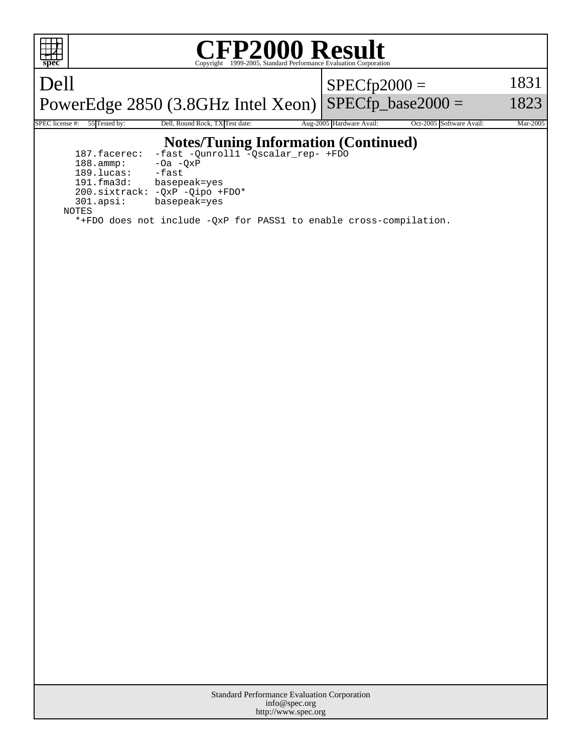# CFP2000 Result

Copyright 1999-2005, Standard Performance Evaluation Corporation

Dell
PowerEdge 2850 (3.8GHz Intel Xeon)

SPECfp2000 = 1831
SPECfp_base2000 = 1823

SPEC license #: 55 Tested by: Dell, Round Rock, TX Test date: Aug-2005 Hardware Avail: Oct-2005 Software Avail: Mar-2005

## Notes/Tuning Information (Continued)

```
     187.facerec:  -fast -Qunroll1 -Qscalar_rep- +FDO
     188.ammp:     -Oa -QxP
     189.lucas:    -fast
     191.fma3d:    basepeak=yes
     200.sixtrack: -QxP -Qipo +FDO*
     301.apsi:     basepeak=yes
   NOTES
     *+FDO does not include -QxP for PASS1 to enable cross-compilation.
```

Standard Performance Evaluation Corporation
info@spec.org
http://www.spec.org